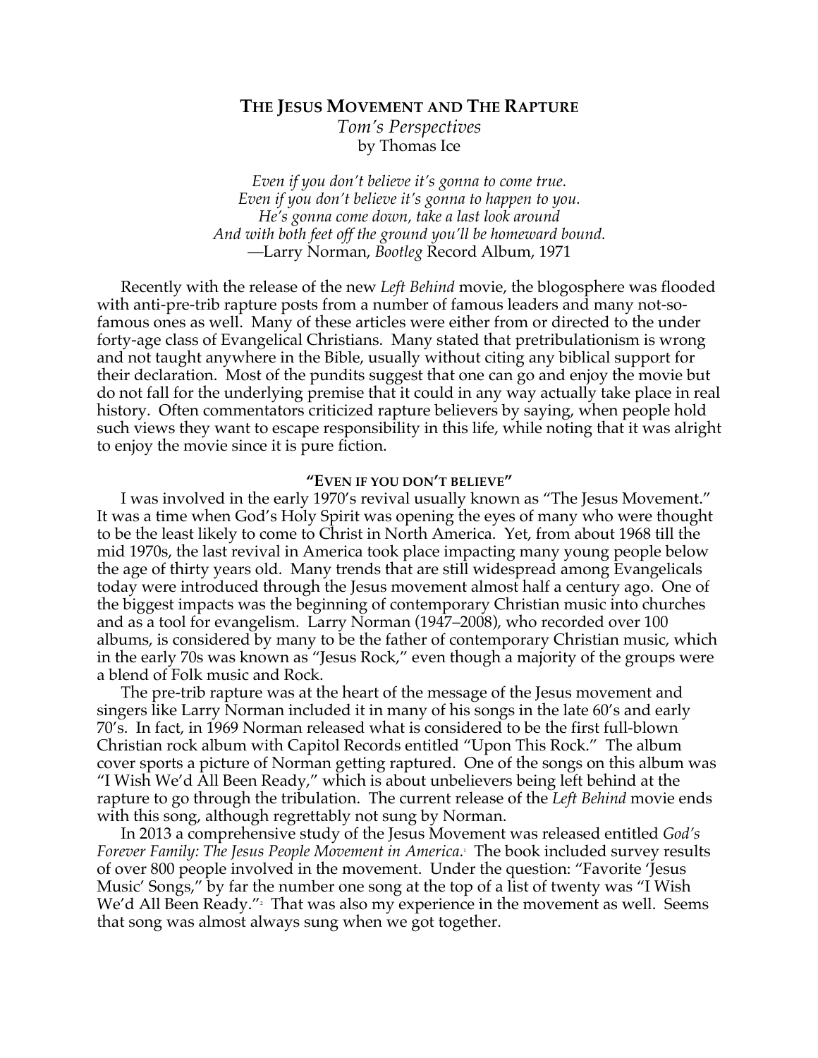# The Jesus Movement and The Rapture

*Tom's Perspectives*
by Thomas Ice

*Even if you don't believe it's gonna to come true.*
*Even if you don't believe it's gonna to happen to you.*
*He's gonna come down, take a last look around*
*And with both feet off the ground you'll be homeward bound.*
—Larry Norman, *Bootleg* Record Album, 1971

Recently with the release of the new *Left Behind* movie, the blogosphere was flooded with anti-pre-trib rapture posts from a number of famous leaders and many not-so-famous ones as well. Many of these articles were either from or directed to the under forty-age class of Evangelical Christians. Many stated that pretribulationism is wrong and not taught anywhere in the Bible, usually without citing any biblical support for their declaration. Most of the pundits suggest that one can go and enjoy the movie but do not fall for the underlying premise that it could in any way actually take place in real history. Often commentators criticized rapture believers by saying, when people hold such views they want to escape responsibility in this life, while noting that it was alright to enjoy the movie since it is pure fiction.

## "Even if you don't believe"

I was involved in the early 1970's revival usually known as "The Jesus Movement." It was a time when God's Holy Spirit was opening the eyes of many who were thought to be the least likely to come to Christ in North America. Yet, from about 1968 till the mid 1970s, the last revival in America took place impacting many young people below the age of thirty years old. Many trends that are still widespread among Evangelicals today were introduced through the Jesus movement almost half a century ago. One of the biggest impacts was the beginning of contemporary Christian music into churches and as a tool for evangelism. Larry Norman (1947–2008), who recorded over 100 albums, is considered by many to be the father of contemporary Christian music, which in the early 70s was known as "Jesus Rock," even though a majority of the groups were a blend of Folk music and Rock.

The pre-trib rapture was at the heart of the message of the Jesus movement and singers like Larry Norman included it in many of his songs in the late 60's and early 70's. In fact, in 1969 Norman released what is considered to be the first full-blown Christian rock album with Capitol Records entitled "Upon This Rock." The album cover sports a picture of Norman getting raptured. One of the songs on this album was "I Wish We'd All Been Ready," which is about unbelievers being left behind at the rapture to go through the tribulation. The current release of the *Left Behind* movie ends with this song, although regrettably not sung by Norman.

In 2013 a comprehensive study of the Jesus Movement was released entitled *God's Forever Family: The Jesus People Movement in America*.[1] The book included survey results of over 800 people involved in the movement. Under the question: "Favorite 'Jesus Music' Songs," by far the number one song at the top of a list of twenty was "I Wish We'd All Been Ready."[2] That was also my experience in the movement as well. Seems that song was almost always sung when we got together.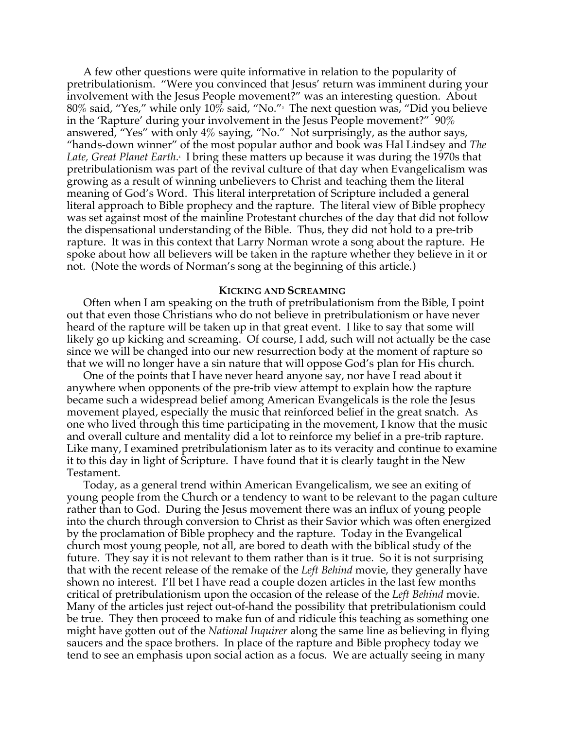A few other questions were quite informative in relation to the popularity of pretribulationism. "Were you convinced that Jesus' return was imminent during your involvement with the Jesus People movement?" was an interesting question. About 80% said, "Yes," while only 10% said, "No."[3] The next question was, "Did you believe in the 'Rapture' during your involvement in the Jesus People movement?" 90% answered, "Yes" with only 4% saying, "No." Not surprisingly, as the author says, "hands-down winner" of the most popular author and book was Hal Lindsey and *The Late, Great Planet Earth*.[4] I bring these matters up because it was during the 1970s that pretribulationism was part of the revival culture of that day when Evangelicalism was growing as a result of winning unbelievers to Christ and teaching them the literal meaning of God's Word. This literal interpretation of Scripture included a general literal approach to Bible prophecy and the rapture. The literal view of Bible prophecy was set against most of the mainline Protestant churches of the day that did not follow the dispensational understanding of the Bible. Thus, they did not hold to a pre-trib rapture. It was in this context that Larry Norman wrote a song about the rapture. He spoke about how all believers will be taken in the rapture whether they believe in it or not. (Note the words of Norman's song at the beginning of this article.)

## KICKING AND SCREAMING

Often when I am speaking on the truth of pretribulationism from the Bible, I point out that even those Christians who do not believe in pretribulationism or have never heard of the rapture will be taken up in that great event. I like to say that some will likely go up kicking and screaming. Of course, I add, such will not actually be the case since we will be changed into our new resurrection body at the moment of rapture so that we will no longer have a sin nature that will oppose God's plan for His church.

One of the points that I have never heard anyone say, nor have I read about it anywhere when opponents of the pre-trib view attempt to explain how the rapture became such a widespread belief among American Evangelicals is the role the Jesus movement played, especially the music that reinforced belief in the great snatch. As one who lived through this time participating in the movement, I know that the music and overall culture and mentality did a lot to reinforce my belief in a pre-trib rapture. Like many, I examined pretribulationism later as to its veracity and continue to examine it to this day in light of Scripture. I have found that it is clearly taught in the New Testament.

Today, as a general trend within American Evangelicalism, we see an exiting of young people from the Church or a tendency to want to be relevant to the pagan culture rather than to God. During the Jesus movement there was an influx of young people into the church through conversion to Christ as their Savior which was often energized by the proclamation of Bible prophecy and the rapture. Today in the Evangelical church most young people, not all, are bored to death with the biblical study of the future. They say it is not relevant to them rather than is it true. So it is not surprising that with the recent release of the remake of the *Left Behind* movie, they generally have shown no interest. I'll bet I have read a couple dozen articles in the last few months critical of pretribulationism upon the occasion of the release of the *Left Behind* movie. Many of the articles just reject out-of-hand the possibility that pretribulationism could be true. They then proceed to make fun of and ridicule this teaching as something one might have gotten out of the *National Inquirer* along the same line as believing in flying saucers and the space brothers. In place of the rapture and Bible prophecy today we tend to see an emphasis upon social action as a focus. We are actually seeing in many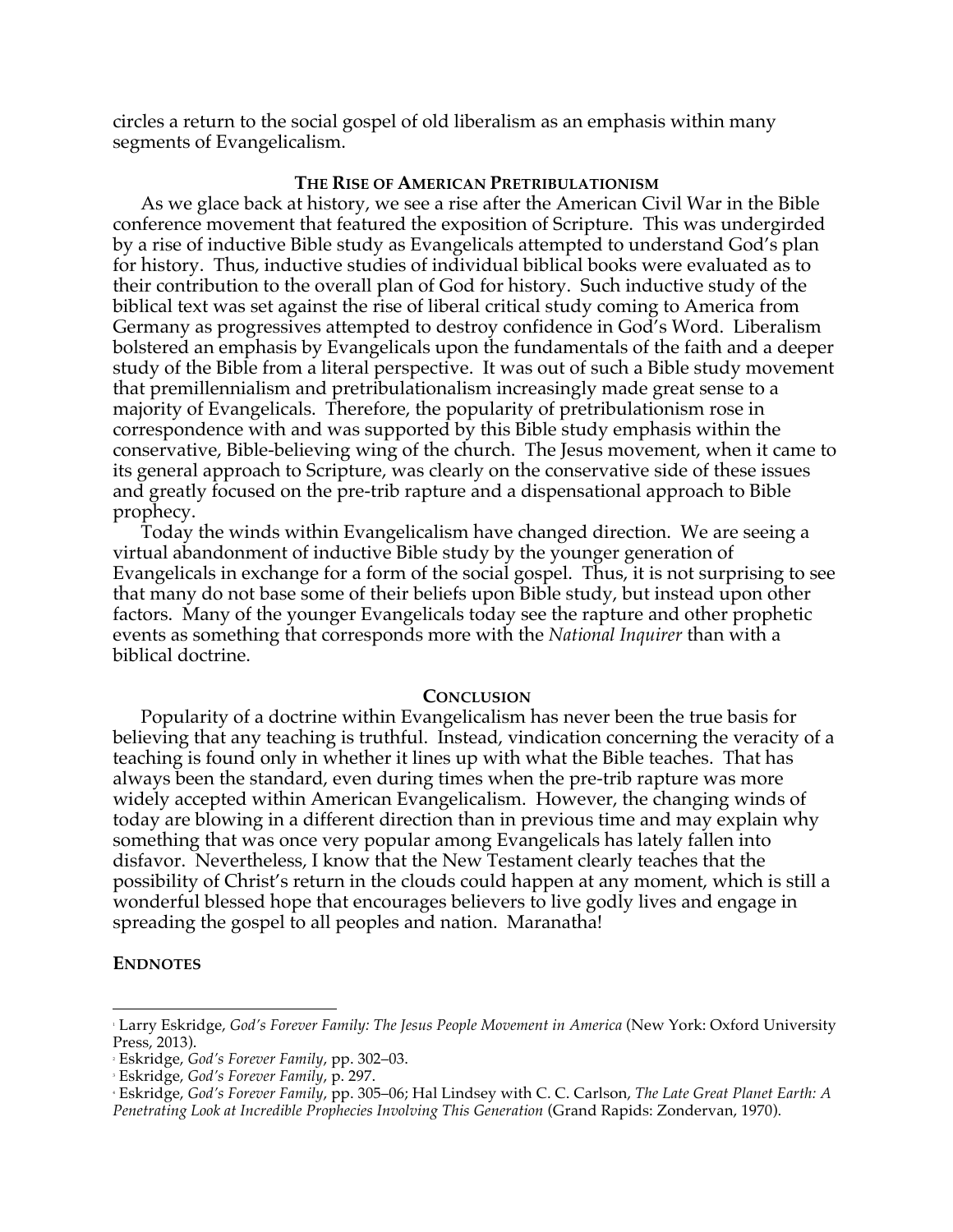circles a return to the social gospel of old liberalism as an emphasis within many segments of Evangelicalism.

## THE RISE OF AMERICAN PRETRIBULATIONISM

As we glace back at history, we see a rise after the American Civil War in the Bible conference movement that featured the exposition of Scripture. This was undergirded by a rise of inductive Bible study as Evangelicals attempted to understand God's plan for history. Thus, inductive studies of individual biblical books were evaluated as to their contribution to the overall plan of God for history. Such inductive study of the biblical text was set against the rise of liberal critical study coming to America from Germany as progressives attempted to destroy confidence in God's Word. Liberalism bolstered an emphasis by Evangelicals upon the fundamentals of the faith and a deeper study of the Bible from a literal perspective. It was out of such a Bible study movement that premillennialism and pretribulationalism increasingly made great sense to a majority of Evangelicals. Therefore, the popularity of pretribulationism rose in correspondence with and was supported by this Bible study emphasis within the conservative, Bible-believing wing of the church. The Jesus movement, when it came to its general approach to Scripture, was clearly on the conservative side of these issues and greatly focused on the pre-trib rapture and a dispensational approach to Bible prophecy.

Today the winds within Evangelicalism have changed direction. We are seeing a virtual abandonment of inductive Bible study by the younger generation of Evangelicals in exchange for a form of the social gospel. Thus, it is not surprising to see that many do not base some of their beliefs upon Bible study, but instead upon other factors. Many of the younger Evangelicals today see the rapture and other prophetic events as something that corresponds more with the *National Inquirer* than with a biblical doctrine.

## CONCLUSION

Popularity of a doctrine within Evangelicalism has never been the true basis for believing that any teaching is truthful. Instead, vindication concerning the veracity of a teaching is found only in whether it lines up with what the Bible teaches. That has always been the standard, even during times when the pre-trib rapture was more widely accepted within American Evangelicalism. However, the changing winds of today are blowing in a different direction than in previous time and may explain why something that was once very popular among Evangelicals has lately fallen into disfavor. Nevertheless, I know that the New Testament clearly teaches that the possibility of Christ's return in the clouds could happen at any moment, which is still a wonderful blessed hope that encourages believers to live godly lives and engage in spreading the gospel to all peoples and nation. Maranatha!

**ENDNOTES**

[1] Larry Eskridge, *God's Forever Family: The Jesus People Movement in America* (New York: Oxford University Press, 2013).

[2] Eskridge, *God's Forever Family*, pp. 302–03.

[3] Eskridge, *God's Forever Family*, p. 297.

[4] Eskridge, *God's Forever Family*, pp. 305–06; Hal Lindsey with C. C. Carlson, *The Late Great Planet Earth: A Penetrating Look at Incredible Prophecies Involving This Generation* (Grand Rapids: Zondervan, 1970).